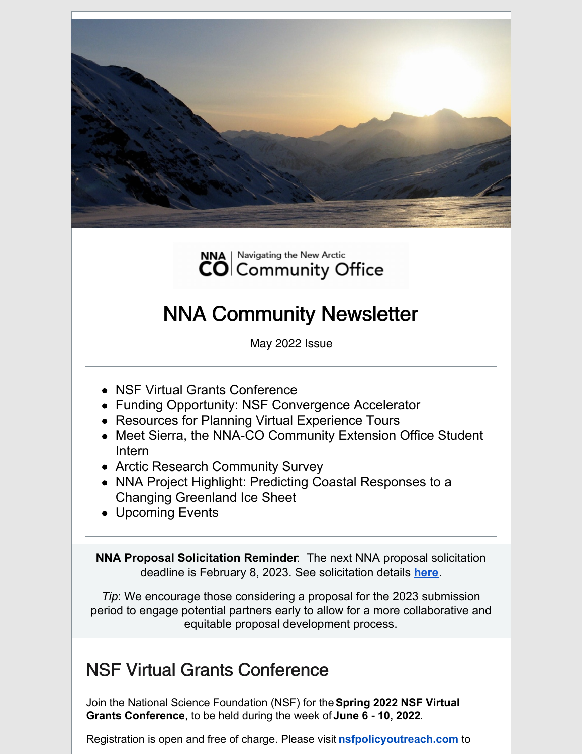NNA | Navigating the New Arctic
CO | Community Office

# NNA Community Newsletter

May 2022 Issue

---

- NSF Virtual Grants Conference
- Funding Opportunity: NSF Convergence Accelerator
- Resources for Planning Virtual Experience Tours
- Meet Sierra, the NNA-CO Community Extension Office Student Intern
- Arctic Research Community Survey
- NNA Project Highlight: Predicting Coastal Responses to a Changing Greenland Ice Sheet
- Upcoming Events

---

**NNA Proposal Solicitation Reminder**: The next NNA proposal solicitation deadline is February 8, 2023. See solicitation details **here**.

*Tip*: We encourage those considering a proposal for the 2023 submission period to engage potential partners early to allow for a more collaborative and equitable proposal development process.

---

## NSF Virtual Grants Conference

Join the National Science Foundation (NSF) for the **Spring 2022 NSF Virtual Grants Conference**, to be held during the week of **June 6 - 10, 2022**.

Registration is open and free of charge. Please visit **nsfpolicyoutreach.com** to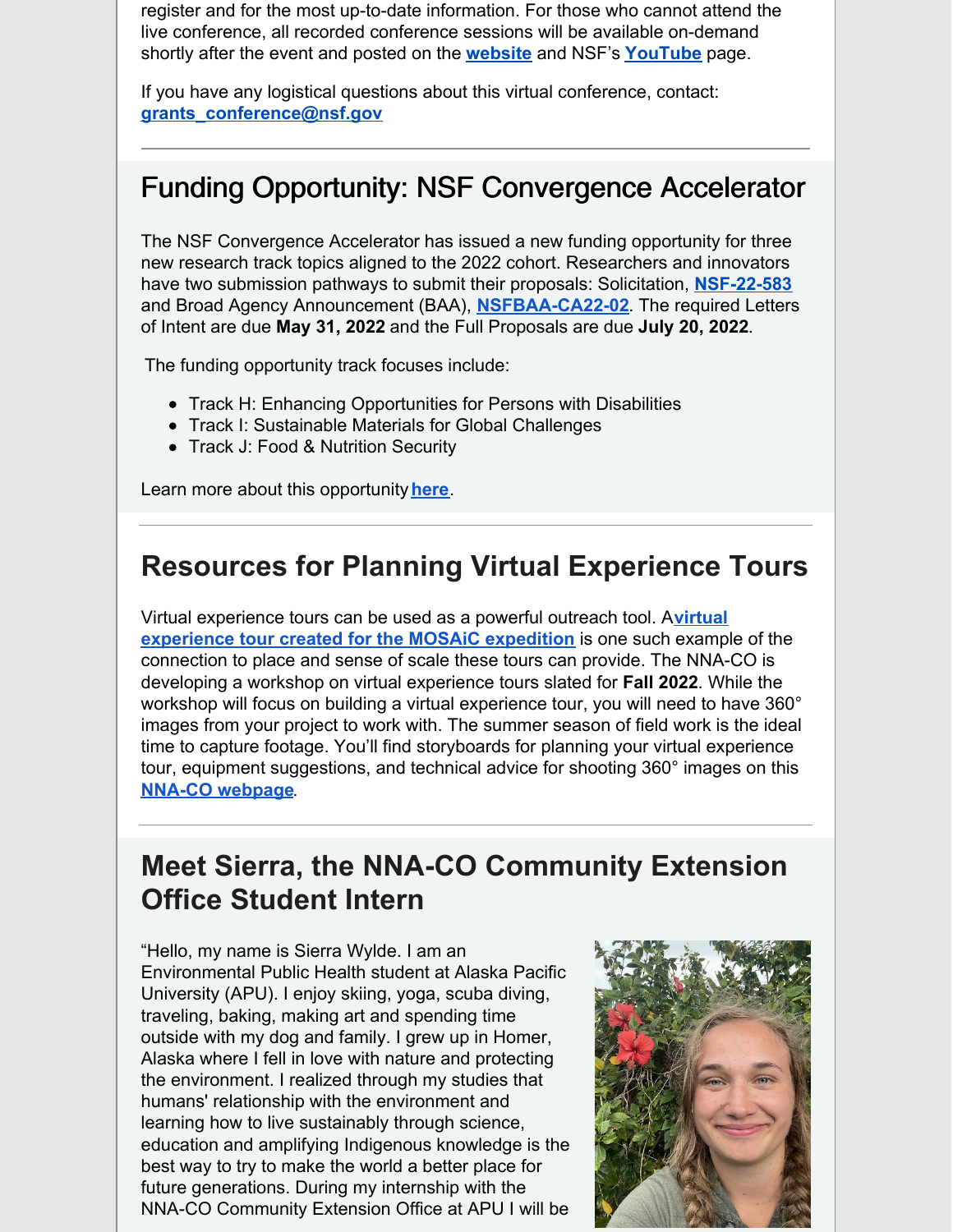register and for the most up-to-date information. For those who cannot attend the live conference, all recorded conference sessions will be available on-demand shortly after the event and posted on the **website** and NSF's **YouTube** page.

If you have any logistical questions about this virtual conference, contact: **grants_conference@nsf.gov**

## Funding Opportunity: NSF Convergence Accelerator

The NSF Convergence Accelerator has issued a new funding opportunity for three new research track topics aligned to the 2022 cohort. Researchers and innovators have two submission pathways to submit their proposals: Solicitation, **NSF-22-583** and Broad Agency Announcement (BAA), **NSFBAA-CA22-02**. The required Letters of Intent are due **May 31, 2022** and the Full Proposals are due **July 20, 2022**.

The funding opportunity track focuses include:

- Track H: Enhancing Opportunities for Persons with Disabilities
- Track I: Sustainable Materials for Global Challenges
- Track J: Food & Nutrition Security

Learn more about this opportunity **here**.

## Resources for Planning Virtual Experience Tours

Virtual experience tours can be used as a powerful outreach tool. A **virtual experience tour created for the MOSAiC expedition** is one such example of the connection to place and sense of scale these tours can provide. The NNA-CO is developing a workshop on virtual experience tours slated for **Fall 2022**. While the workshop will focus on building a virtual experience tour, you will need to have 360° images from your project to work with. The summer season of field work is the ideal time to capture footage. You'll find storyboards for planning your virtual experience tour, equipment suggestions, and technical advice for shooting 360° images on this **NNA-CO webpage**.

## Meet Sierra, the NNA-CO Community Extension Office Student Intern

"Hello, my name is Sierra Wylde. I am an Environmental Public Health student at Alaska Pacific University (APU). I enjoy skiing, yoga, scuba diving, traveling, baking, making art and spending time outside with my dog and family. I grew up in Homer, Alaska where I fell in love with nature and protecting the environment. I realized through my studies that humans' relationship with the environment and learning how to live sustainably through science, education and amplifying Indigenous knowledge is the best way to try to make the world a better place for future generations. During my internship with the NNA-CO Community Extension Office at APU I will be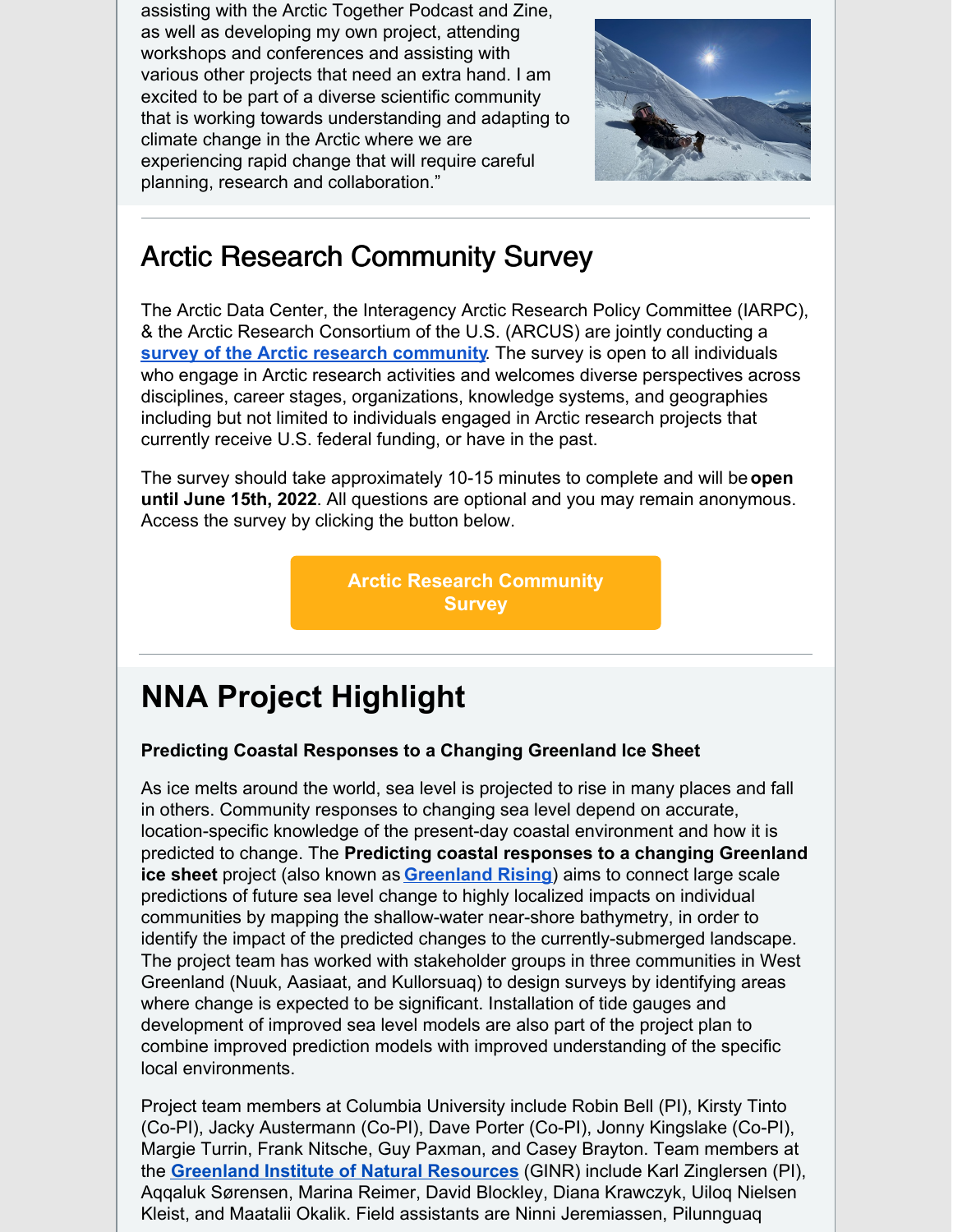assisting with the Arctic Together Podcast and Zine, as well as developing my own project, attending workshops and conferences and assisting with various other projects that need an extra hand. I am excited to be part of a diverse scientific community that is working towards understanding and adapting to climate change in the Arctic where we are experiencing rapid change that will require careful planning, research and collaboration."

---

## Arctic Research Community Survey

The Arctic Data Center, the Interagency Arctic Research Policy Committee (IARPC), & the Arctic Research Consortium of the U.S. (ARCUS) are jointly conducting a **survey of the Arctic research community**. The survey is open to all individuals who engage in Arctic research activities and welcomes diverse perspectives across disciplines, career stages, organizations, knowledge systems, and geographies including but not limited to individuals engaged in Arctic research projects that currently receive U.S. federal funding, or have in the past.

The survey should take approximately 10-15 minutes to complete and will be **open until June 15th, 2022**. All questions are optional and you may remain anonymous. Access the survey by clicking the button below.

**Arctic Research Community Survey**

---

# NNA Project Highlight

**Predicting Coastal Responses to a Changing Greenland Ice Sheet**

As ice melts around the world, sea level is projected to rise in many places and fall in others. Community responses to changing sea level depend on accurate, location-specific knowledge of the present-day coastal environment and how it is predicted to change. The **Predicting coastal responses to a changing Greenland ice sheet** project (also known as **Greenland Rising**) aims to connect large scale predictions of future sea level change to highly localized impacts on individual communities by mapping the shallow-water near-shore bathymetry, in order to identify the impact of the predicted changes to the currently-submerged landscape. The project team has worked with stakeholder groups in three communities in West Greenland (Nuuk, Aasiaat, and Kullorsuaq) to design surveys by identifying areas where change is expected to be significant. Installation of tide gauges and development of improved sea level models are also part of the project plan to combine improved prediction models with improved understanding of the specific local environments.

Project team members at Columbia University include Robin Bell (PI), Kirsty Tinto (Co-PI), Jacky Austermann (Co-PI), Dave Porter (Co-PI), Jonny Kingslake (Co-PI), Margie Turrin, Frank Nitsche, Guy Paxman, and Casey Brayton. Team members at the **Greenland Institute of Natural Resources** (GINR) include Karl Zinglersen (PI), Aqqaluk Sørensen, Marina Reimer, David Blockley, Diana Krawczyk, Uiloq Nielsen Kleist, and Maatalii Okalik. Field assistants are Ninni Jeremiassen, Pilunnguaq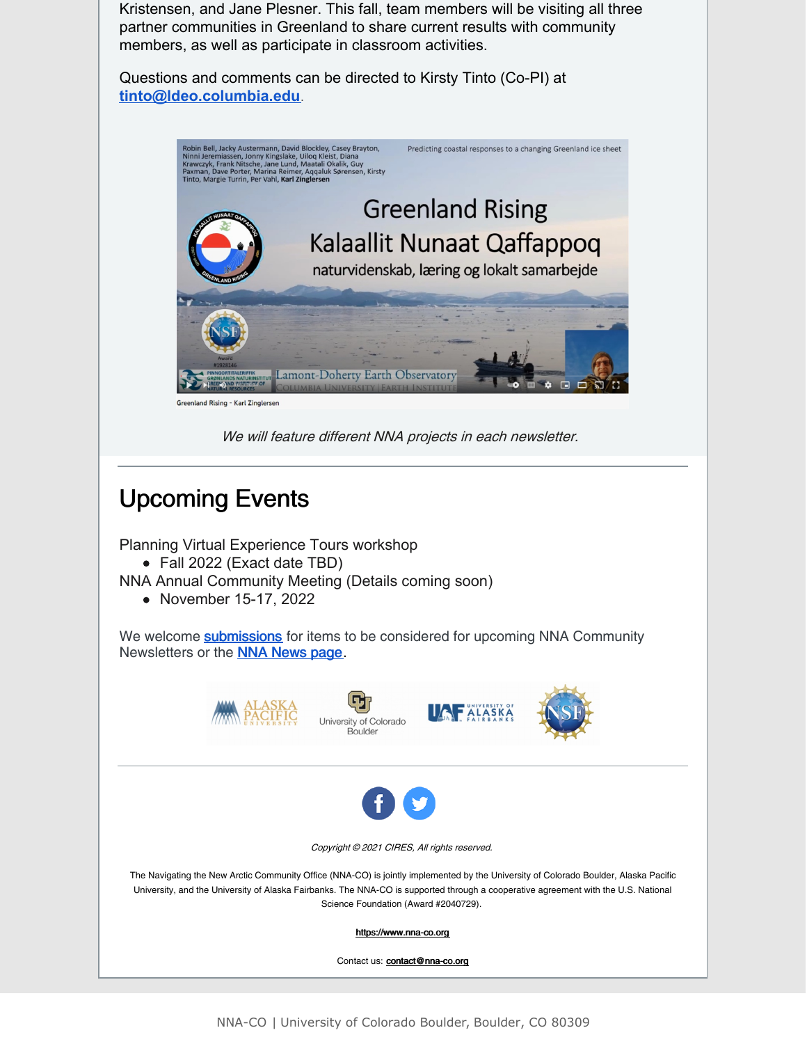Kristensen, and Jane Plesner. This fall, team members will be visiting all three partner communities in Greenland to share current results with community members, as well as participate in classroom activities.

Questions and comments can be directed to Kirsty Tinto (Co-PI) at **tinto@ldeo.columbia.edu**.

Greenland Rising - Karl Zinglersen

*We will feature different NNA projects in each newsletter.*

---

# Upcoming Events

Planning Virtual Experience Tours workshop
- Fall 2022 (Exact date TBD)

NNA Annual Community Meeting (Details coming soon)
- November 15-17, 2022

We welcome **submissions** for items to be considered for upcoming NNA Community Newsletters or the **NNA News page**.

---

*Copyright © 2021 CIRES, All rights reserved.*

The Navigating the New Arctic Community Office (NNA-CO) is jointly implemented by the University of Colorado Boulder, Alaska Pacific University, and the University of Alaska Fairbanks. The NNA-CO is supported through a cooperative agreement with the U.S. National Science Foundation (Award #2040729).

**https://www.nna-co.org**

Contact us: **contact@nna-co.org**

NNA-CO | University of Colorado Boulder, Boulder, CO 80309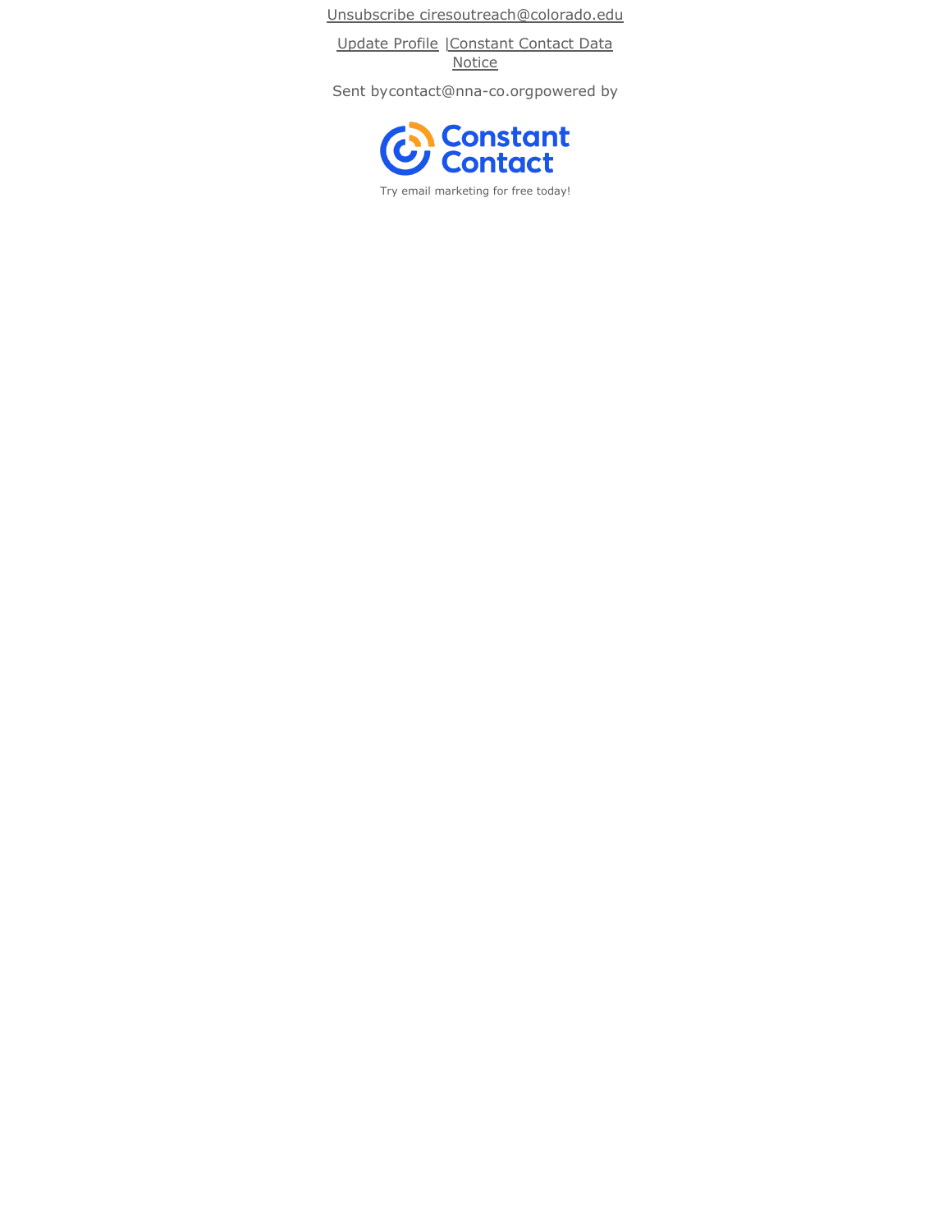Unsubscribe ciresoutreach@colorado.edu

Update Profile |Constant Contact Data Notice

Sent bycontact@nna-co.orgpowered by

Constant Contact

Try email marketing for free today!